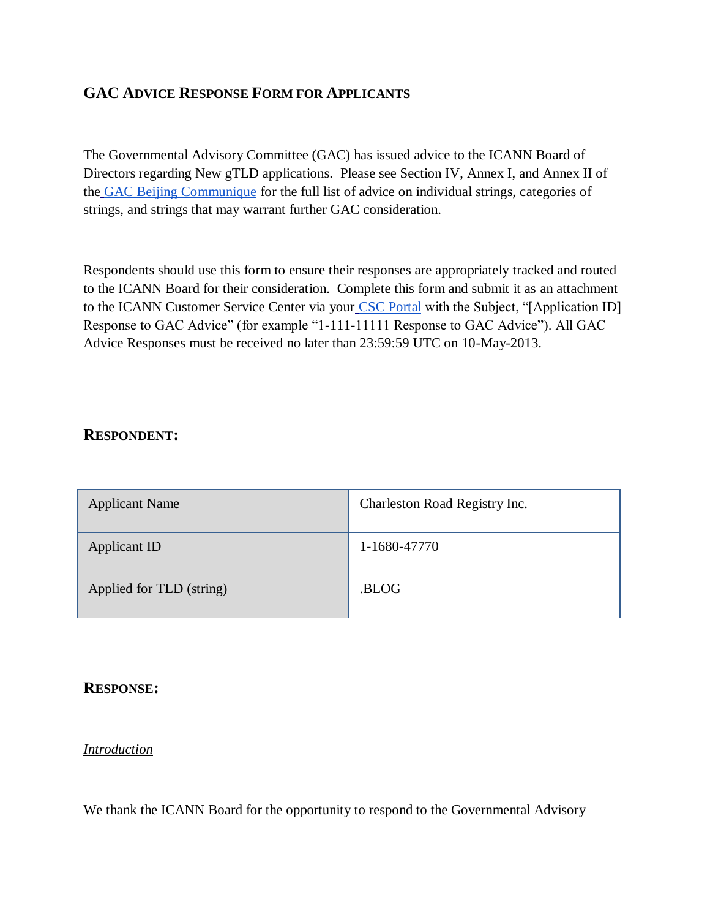## GAC Advice Response Form for Applicants

The Governmental Advisory Committee (GAC) has issued advice to the ICANN Board of Directors regarding New gTLD applications. Please see Section IV, Annex I, and Annex II of the GAC Beijing Communique for the full list of advice on individual strings, categories of strings, and strings that may warrant further GAC consideration.

Respondents should use this form to ensure their responses are appropriately tracked and routed to the ICANN Board for their consideration. Complete this form and submit it as an attachment to the ICANN Customer Service Center via your CSC Portal with the Subject, "[Application ID] Response to GAC Advice" (for example "1-111-11111 Response to GAC Advice"). All GAC Advice Responses must be received no later than 23:59:59 UTC on 10-May-2013.

### Respondent:

| | |
|---|---|
| Applicant Name | Charleston Road Registry Inc. |
| Applicant ID | 1-1680-47770 |
| Applied for TLD (string) | .BLOG |

### Response:

*Introduction*

We thank the ICANN Board for the opportunity to respond to the Governmental Advisory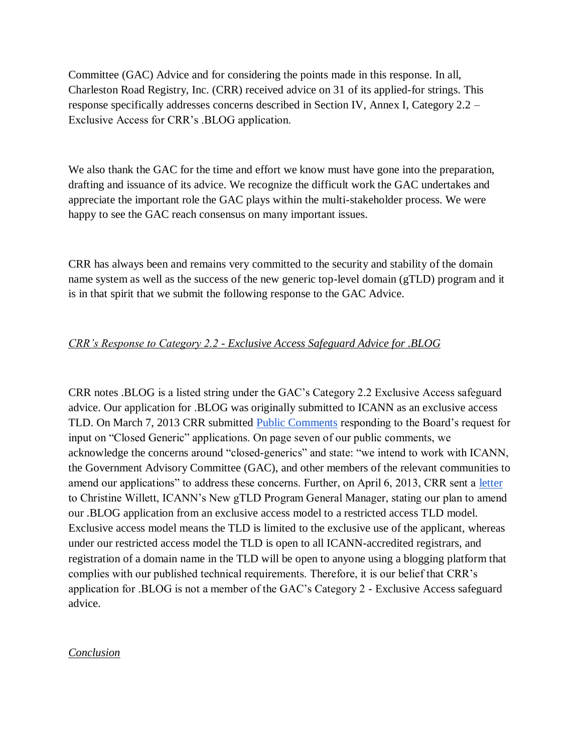Committee (GAC) Advice and for considering the points made in this response. In all, Charleston Road Registry, Inc. (CRR) received advice on 31 of its applied-for strings. This response specifically addresses concerns described in Section IV, Annex I, Category 2.2 – Exclusive Access for CRR's .BLOG application.

We also thank the GAC for the time and effort we know must have gone into the preparation, drafting and issuance of its advice. We recognize the difficult work the GAC undertakes and appreciate the important role the GAC plays within the multi-stakeholder process. We were happy to see the GAC reach consensus on many important issues.

CRR has always been and remains very committed to the security and stability of the domain name system as well as the success of the new generic top-level domain (gTLD) program and it is in that spirit that we submit the following response to the GAC Advice.

*CRR's Response to Category 2.2 - Exclusive Access Safeguard Advice for .BLOG*

CRR notes .BLOG is a listed string under the GAC's Category 2.2 Exclusive Access safeguard advice. Our application for .BLOG was originally submitted to ICANN as an exclusive access TLD. On March 7, 2013 CRR submitted Public Comments responding to the Board's request for input on "Closed Generic" applications. On page seven of our public comments, we acknowledge the concerns around "closed-generics" and state: "we intend to work with ICANN, the Government Advisory Committee (GAC), and other members of the relevant communities to amend our applications" to address these concerns. Further, on April 6, 2013, CRR sent a letter to Christine Willett, ICANN's New gTLD Program General Manager, stating our plan to amend our .BLOG application from an exclusive access model to a restricted access TLD model. Exclusive access model means the TLD is limited to the exclusive use of the applicant, whereas under our restricted access model the TLD is open to all ICANN-accredited registrars, and registration of a domain name in the TLD will be open to anyone using a blogging platform that complies with our published technical requirements. Therefore, it is our belief that CRR's application for .BLOG is not a member of the GAC's Category 2 - Exclusive Access safeguard advice.

*Conclusion*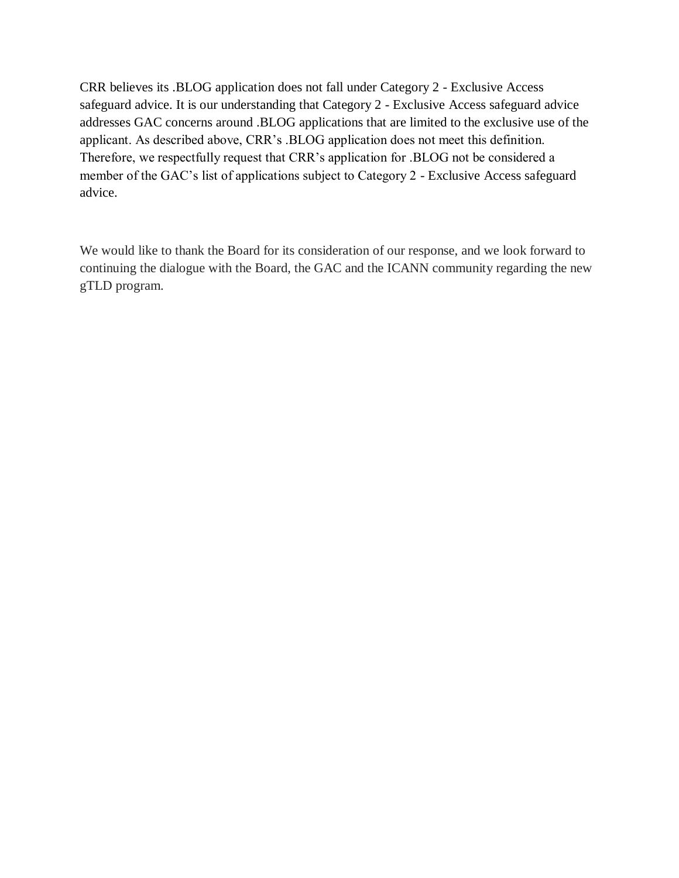CRR believes its .BLOG application does not fall under Category 2 - Exclusive Access safeguard advice. It is our understanding that Category 2 - Exclusive Access safeguard advice addresses GAC concerns around .BLOG applications that are limited to the exclusive use of the applicant. As described above, CRR's .BLOG application does not meet this definition. Therefore, we respectfully request that CRR's application for .BLOG not be considered a member of the GAC's list of applications subject to Category 2 - Exclusive Access safeguard advice.

We would like to thank the Board for its consideration of our response, and we look forward to continuing the dialogue with the Board, the GAC and the ICANN community regarding the new gTLD program.